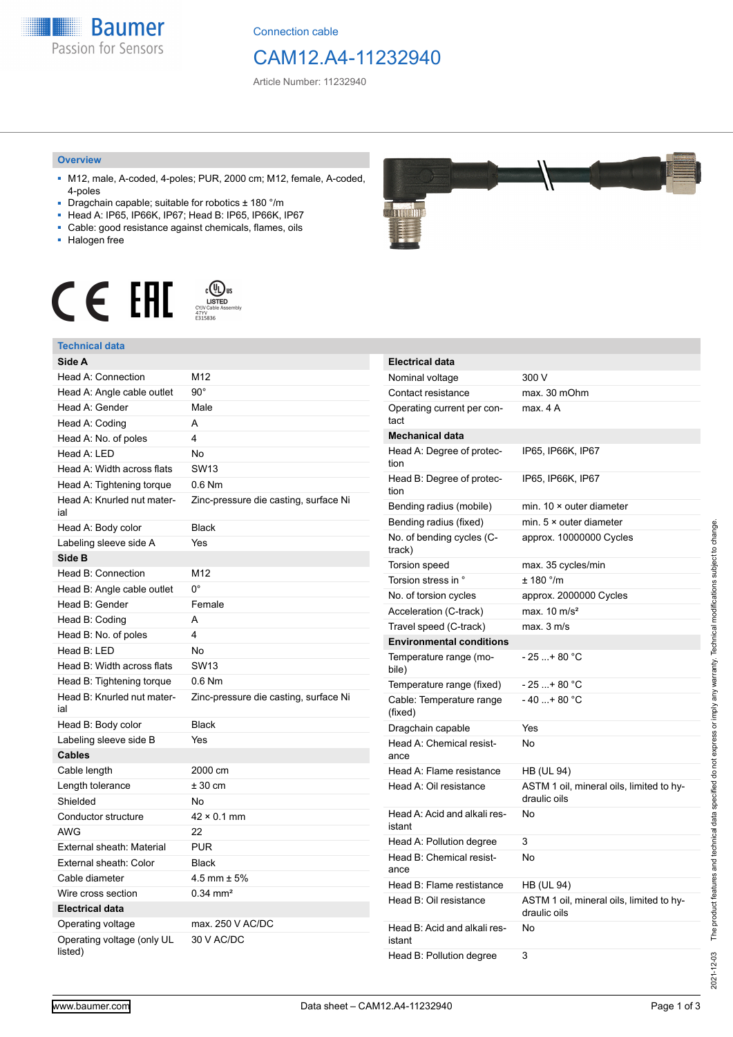Connection cable

# CAM12.A4-11232940

Article Number: 11232940

## Overview

- M12, male, A-coded, 4-poles; PUR, 2000 cm; M12, female, A-coded, 4-poles
- Dragchain capable; suitable for robotics ± 180 °/m
- Head A: IP65, IP66K, IP67; Head B: IP65, IP66K, IP67
- Cable: good resistance against chemicals, flames, oils
- Halogen free

LISTED CYJV Cable Assembly 47YV E315836

## Technical data

| **Side A** | |
|---|---|
| Head A: Connection | M12 |
| Head A: Angle cable outlet | 90° |
| Head A: Gender | Male |
| Head A: Coding | A |
| Head A: No. of poles | 4 |
| Head A: LED | No |
| Head A: Width across flats | SW13 |
| Head A: Tightening torque | 0.6 Nm |
| Head A: Knurled nut material | Zinc-pressure die casting, surface Ni |
| Head A: Body color | Black |
| Labeling sleeve side A | Yes |
| **Side B** | |
| Head B: Connection | M12 |
| Head B: Angle cable outlet | 0° |
| Head B: Gender | Female |
| Head B: Coding | A |
| Head B: No. of poles | 4 |
| Head B: LED | No |
| Head B: Width across flats | SW13 |
| Head B: Tightening torque | 0.6 Nm |
| Head B: Knurled nut material | Zinc-pressure die casting, surface Ni |
| Head B: Body color | Black |
| Labeling sleeve side B | Yes |
| **Cables** | |
| Cable length | 2000 cm |
| Length tolerance | ± 30 cm |
| Shielded | No |
| Conductor structure | 42 × 0.1 mm |
| AWG | 22 |
| External sheath: Material | PUR |
| External sheath: Color | Black |
| Cable diameter | 4.5 mm ± 5% |
| Wire cross section | 0.34 mm² |
| **Electrical data** | |
| Operating voltage | max. 250 V AC/DC |
| Operating voltage (only UL listed) | 30 V AC/DC |

| **Electrical data** | |
|---|---|
| Nominal voltage | 300 V |
| Contact resistance | max. 30 mOhm |
| Operating current per contact | max. 4 A |
| **Mechanical data** | |
| Head A: Degree of protection | IP65, IP66K, IP67 |
| Head B: Degree of protection | IP65, IP66K, IP67 |
| Bending radius (mobile) | min. 10 × outer diameter |
| Bending radius (fixed) | min. 5 × outer diameter |
| No. of bending cycles (C-track) | approx. 10000000 Cycles |
| Torsion speed | max. 35 cycles/min |
| Torsion stress in ° | ± 180 °/m |
| No. of torsion cycles | approx. 2000000 Cycles |
| Acceleration (C-track) | max. 10 m/s² |
| Travel speed (C-track) | max. 3 m/s |
| **Environmental conditions** | |
| Temperature range (mobile) | - 25 ...+ 80 °C |
| Temperature range (fixed) | - 25 ...+ 80 °C |
| Cable: Temperature range (fixed) | - 40 ...+ 80 °C |
| Dragchain capable | Yes |
| Head A: Chemical resistance | No |
| Head A: Flame resistance | HB (UL 94) |
| Head A: Oil resistance | ASTM 1 oil, mineral oils, limited to hydraulic oils |
| Head A: Acid and alkali resistant | No |
| Head A: Pollution degree | 3 |
| Head B: Chemical resistance | No |
| Head B: Flame resistance | HB (UL 94) |
| Head B: Oil resistance | ASTM 1 oil, mineral oils, limited to hydraulic oils |
| Head B: Acid and alkali resistant | No |
| Head B: Pollution degree | 3 |

2021-12-03 The product features and technical data specified do not express or imply any warranty. Technical modifications subject to change.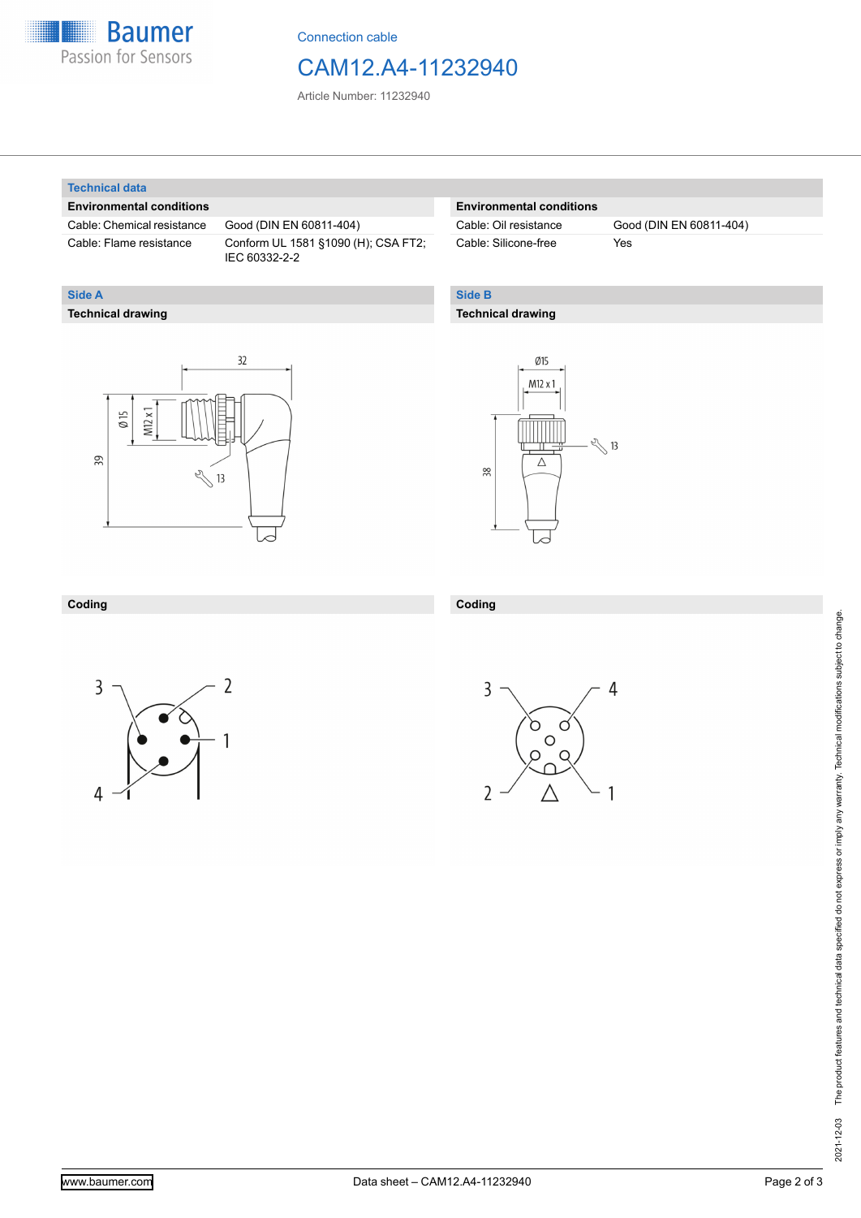Connection cable

# CAM12.A4-11232940

Article Number: 11232940

## Technical data

| Environmental conditions | |
|---|---|
| Cable: Chemical resistance | Good (DIN EN 60811-404) |
| Cable: Flame resistance | Conform UL 1581 §1090 (H); CSA FT2; IEC 60332-2-2 |

| Environmental conditions | |
|---|---|
| Cable: Oil resistance | Good (DIN EN 60811-404) |
| Cable: Silicone-free | Yes |

## Side A

### Technical drawing

32

Ø 15

M12 x 1

39

13

### Coding

3 2 1 4

## Side B

### Technical drawing

Ø15

M12 x 1

38

13

### Coding

3 4 2 1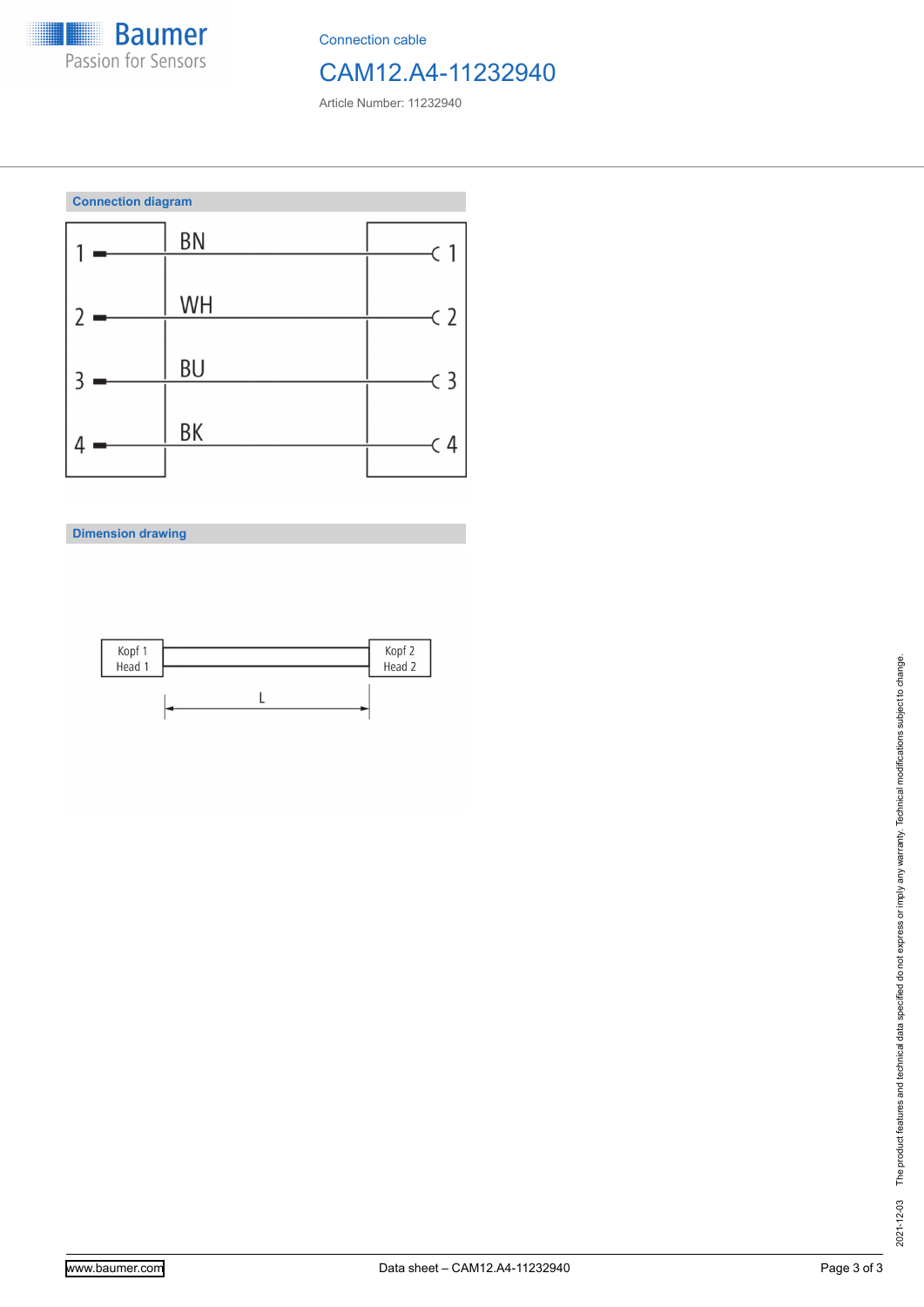Connection cable

# CAM12.A4-11232940

Article Number: 11232940

## Connection diagram

1 BN 1

2 WH 2

3 BU 3

4 BK 4

## Dimension drawing

Kopf 1
Head 1

Kopf 2
Head 2

L

2021-12-03 The product features and technical data specified do not express or imply any warranty. Technical modifications subject to change.